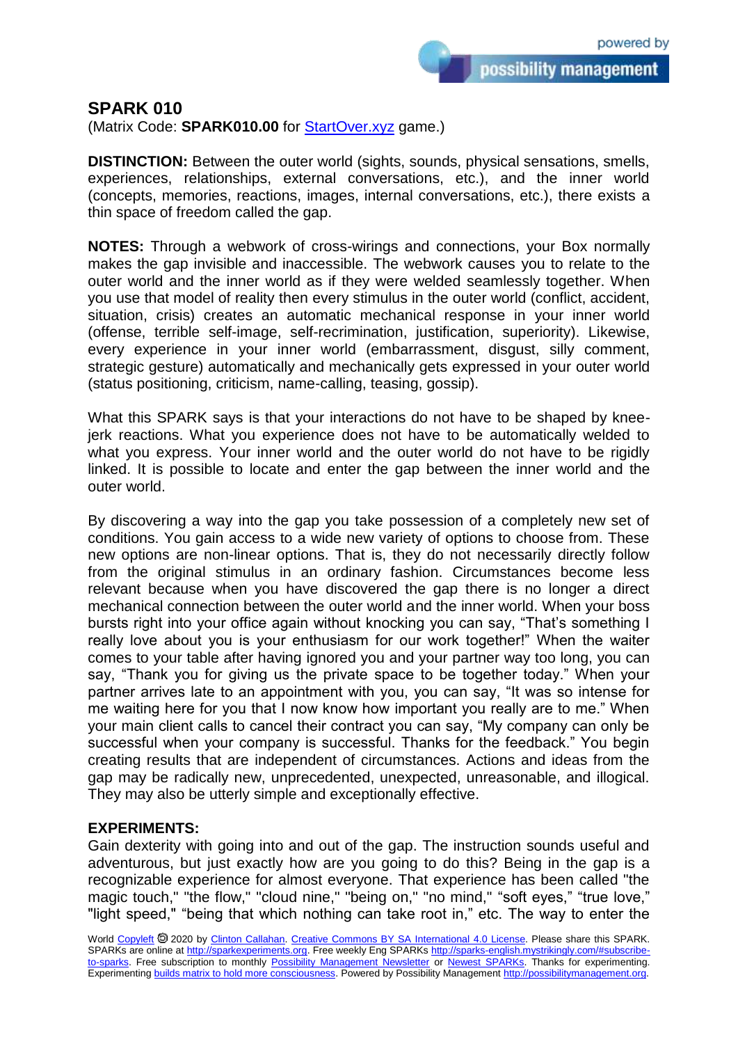## SPARK 010

(Matrix Code: **SPARK010.00** for [StartOver.xyz](StartOver.xyz) game.)

**DISTINCTION:** Between the outer world (sights, sounds, physical sensations, smells, experiences, relationships, external conversations, etc.), and the inner world (concepts, memories, reactions, images, internal conversations, etc.), there exists a thin space of freedom called the gap.

**NOTES:** Through a webwork of cross-wirings and connections, your Box normally makes the gap invisible and inaccessible. The webwork causes you to relate to the outer world and the inner world as if they were welded seamlessly together. When you use that model of reality then every stimulus in the outer world (conflict, accident, situation, crisis) creates an automatic mechanical response in your inner world (offense, terrible self-image, self-recrimination, justification, superiority). Likewise, every experience in your inner world (embarrassment, disgust, silly comment, strategic gesture) automatically and mechanically gets expressed in your outer world (status positioning, criticism, name-calling, teasing, gossip).

What this SPARK says is that your interactions do not have to be shaped by knee-jerk reactions. What you experience does not have to be automatically welded to what you express. Your inner world and the outer world do not have to be rigidly linked. It is possible to locate and enter the gap between the inner world and the outer world.

By discovering a way into the gap you take possession of a completely new set of conditions. You gain access to a wide new variety of options to choose from. These new options are non-linear options. That is, they do not necessarily directly follow from the original stimulus in an ordinary fashion. Circumstances become less relevant because when you have discovered the gap there is no longer a direct mechanical connection between the outer world and the inner world. When your boss bursts right into your office again without knocking you can say, "That's something I really love about you is your enthusiasm for our work together!" When the waiter comes to your table after having ignored you and your partner way too long, you can say, "Thank you for giving us the private space to be together today." When your partner arrives late to an appointment with you, you can say, "It was so intense for me waiting here for you that I now know how important you really are to me." When your main client calls to cancel their contract you can say, "My company can only be successful when your company is successful. Thanks for the feedback." You begin creating results that are independent of circumstances. Actions and ideas from the gap may be radically new, unprecedented, unexpected, unreasonable, and illogical. They may also be utterly simple and exceptionally effective.

**EXPERIMENTS:**

Gain dexterity with going into and out of the gap. The instruction sounds useful and adventurous, but just exactly how are you going to do this? Being in the gap is a recognizable experience for almost everyone. That experience has been called "the magic touch," "the flow," "cloud nine," "being on," "no mind," "soft eyes," "true love," "light speed," "being that which nothing can take root in," etc. The way to enter the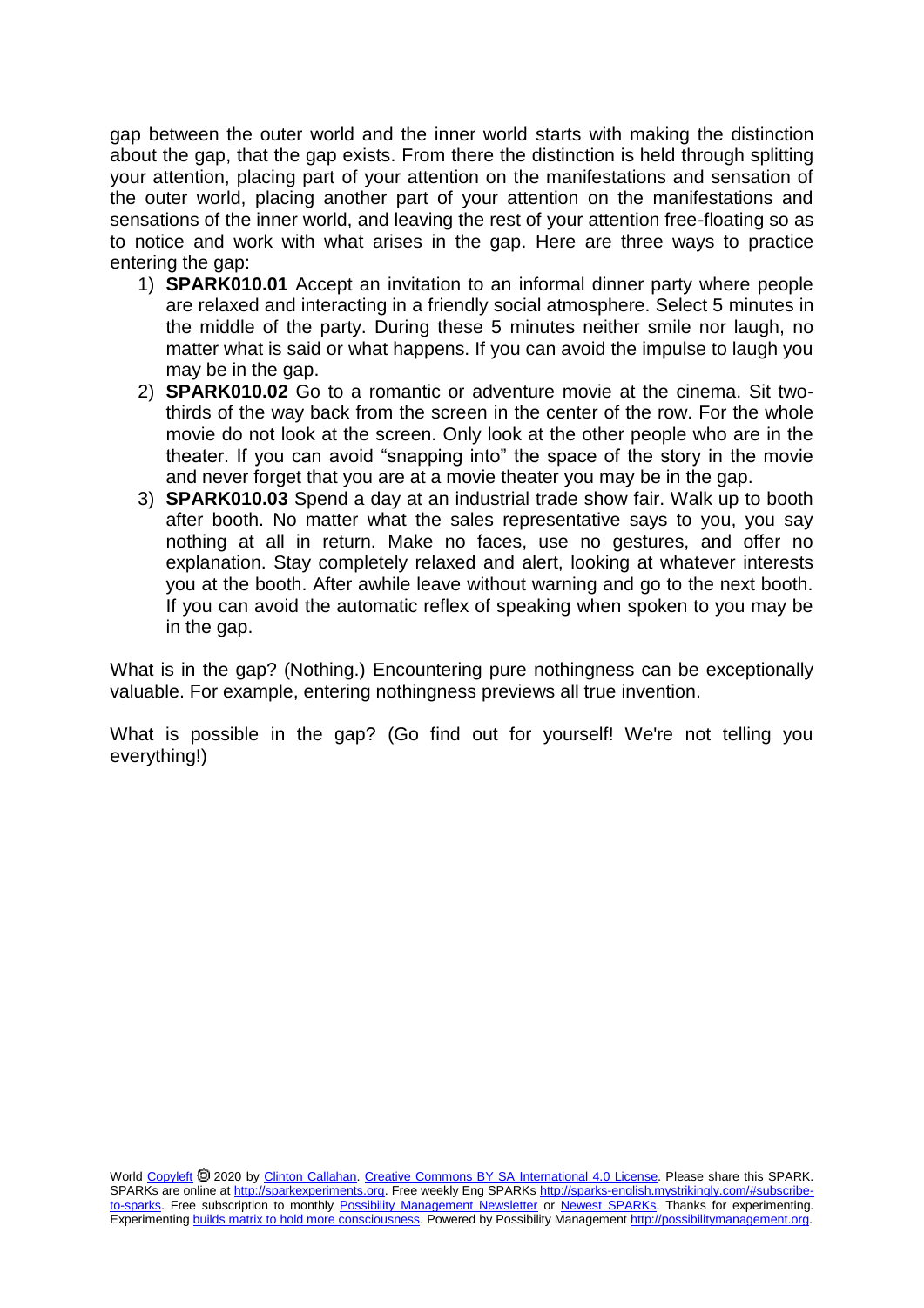gap between the outer world and the inner world starts with making the distinction about the gap, that the gap exists. From there the distinction is held through splitting your attention, placing part of your attention on the manifestations and sensation of the outer world, placing another part of your attention on the manifestations and sensations of the inner world, and leaving the rest of your attention free-floating so as to notice and work with what arises in the gap. Here are three ways to practice entering the gap:

1) **SPARK010.01** Accept an invitation to an informal dinner party where people are relaxed and interacting in a friendly social atmosphere. Select 5 minutes in the middle of the party. During these 5 minutes neither smile nor laugh, no matter what is said or what happens. If you can avoid the impulse to laugh you may be in the gap.
2) **SPARK010.02** Go to a romantic or adventure movie at the cinema. Sit two-thirds of the way back from the screen in the center of the row. For the whole movie do not look at the screen. Only look at the other people who are in the theater. If you can avoid "snapping into" the space of the story in the movie and never forget that you are at a movie theater you may be in the gap.
3) **SPARK010.03** Spend a day at an industrial trade show fair. Walk up to booth after booth. No matter what the sales representative says to you, you say nothing at all in return. Make no faces, use no gestures, and offer no explanation. Stay completely relaxed and alert, looking at whatever interests you at the booth. After awhile leave without warning and go to the next booth. If you can avoid the automatic reflex of speaking when spoken to you may be in the gap.

What is in the gap? (Nothing.) Encountering pure nothingness can be exceptionally valuable. For example, entering nothingness previews all true invention.

What is possible in the gap? (Go find out for yourself! We're not telling you everything!)